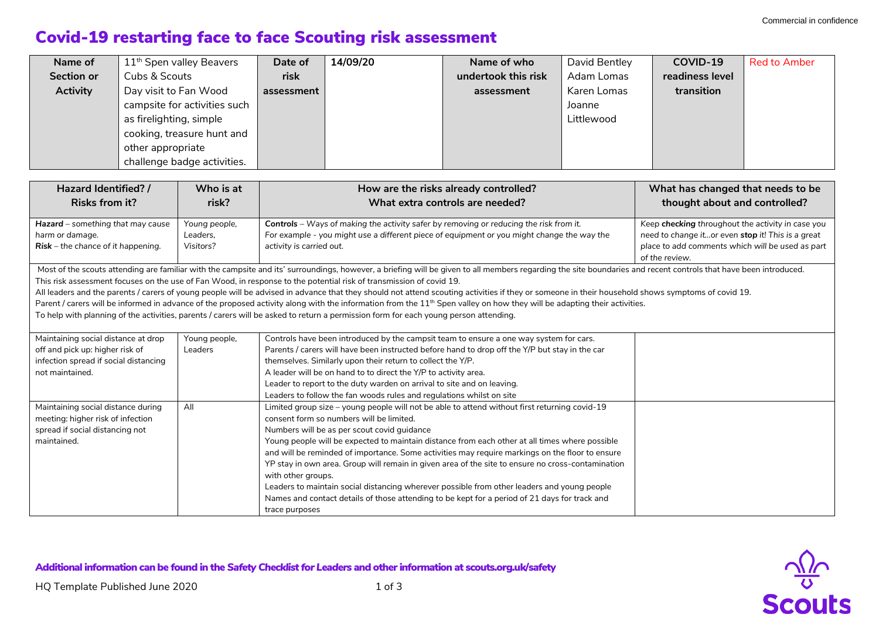Commercial in confidence

# Covid-19 restarting face to face Scouting risk assessment

| Name of Section or Activity | 11th Spen valley Beavers Cubs & Scouts Day visit to Fan Wood campsite for activities such as firelighting, simple cooking, treasure hunt and other appropriate challenge badge activities. | Date of risk assessment | 14/09/20 | Name of who undertook this risk assessment | David Bentley Adam Lomas Karen Lomas Joanne Littlewood | COVID-19 readiness level transition | Red to Amber |
|---|---|---|---|---|---|---|---|

| Hazard Identified? / Risks from it? | Who is at risk? | How are the risks already controlled? What extra controls are needed? | What has changed that needs to be thought about and controlled? |
|---|---|---|---|
| ***Hazard*** *– something that may cause harm or damage.* ***Risk*** *– the chance of it happening.* | *Young people, Leaders, Visitors?* | ***Controls*** *– Ways of making the activity safer by removing or reducing the risk from it. For example - you might use a different piece of equipment or you might change the way the activity is carried out.* | *Keep* ***checking*** *throughout the activity in case you need to change it…or even* ***stop*** *it! This is a great place to add comments which will be used as part of the review.* |
| Most of the scouts attending are familiar with the campsite and its' surroundings, however, a briefing will be given to all members regarding the site boundaries and recent controls that have been introduced. This risk assessment focuses on the use of Fan Wood, in response to the potential risk of transmission of covid 19. All leaders and the parents / carers of young people will be advised in advance that they should not attend scouting activities if they or someone in their household shows symptoms of covid 19. Parent / carers will be informed in advance of the proposed activity along with the information from the 11th Spen valley on how they will be adapting their activities. To help with planning of the activities, parents / carers will be asked to return a permission form for each young person attending. | | | |
| Maintaining social distance at drop off and pick up: higher risk of infection spread if social distancing not maintained. | Young people, Leaders | Controls have been introduced by the campsit team to ensure a one way system for cars. Parents / carers will have been instructed before hand to drop off the Y/P but stay in the car themselves. Similarly upon their return to collect the Y/P. A leader will be on hand to to direct the Y/P to activity area. Leader to report to the duty warden on arrival to site and on leaving. Leaders to follow the fan woods rules and regulations whilst on site | |
| Maintaining social distance during meeting: higher risk of infection spread if social distancing not maintained. | All | Limited group size – young people will not be able to attend without first returning covid-19 consent form so numbers will be limited. Numbers will be as per scout covid guidance Young people will be expected to maintain distance from each other at all times where possible and will be reminded of importance. Some activities may require markings on the floor to ensure YP stay in own area. Group will remain in given area of the site to ensure no cross-contamination with other groups. Leaders to maintain social distancing wherever possible from other leaders and young people Names and contact details of those attending to be kept for a period of 21 days for track and trace purposes | |

**Additional information can be found in the Safety Checklist for Leaders and other information at scouts.org.uk/safety**

HQ Template Published June 2020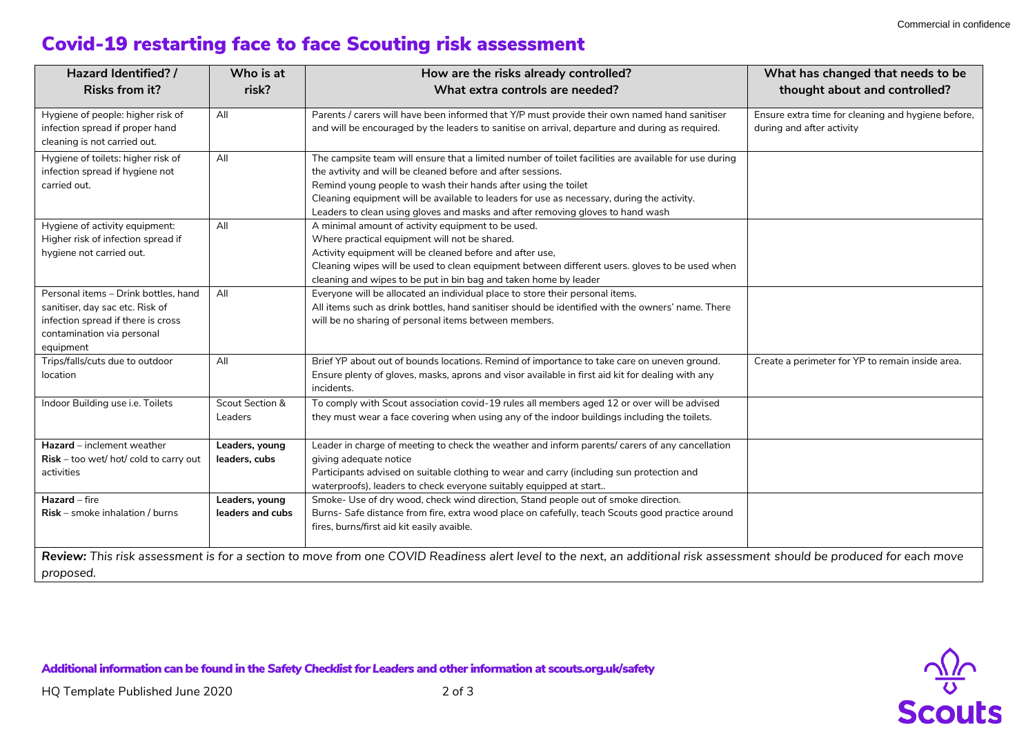Commercial in confidence

# Covid-19 restarting face to face Scouting risk assessment

| Hazard Identified? / Risks from it? | Who is at risk? | How are the risks already controlled? What extra controls are needed? | What has changed that needs to be thought about and controlled? |
|---|---|---|---|
| Hygiene of people: higher risk of infection spread if proper hand cleaning is not carried out. | All | Parents / carers will have been informed that Y/P must provide their own named hand sanitiser and will be encouraged by the leaders to sanitise on arrival, departure and during as required. | Ensure extra time for cleaning and hygiene before, during and after activity |
| Hygiene of toilets: higher risk of infection spread if hygiene not carried out. | All | The campsite team will ensure that a limited number of toilet facilities are available for use during the avtivity and will be cleaned before and after sessions.<br>Remind young people to wash their hands after using the toilet<br>Cleaning equipment will be available to leaders for use as necessary, during the activity.<br>Leaders to clean using gloves and masks and after removing gloves to hand wash | |
| Hygiene of activity equipment: Higher risk of infection spread if hygiene not carried out. | All | A minimal amount of activity equipment to be used.<br>Where practical equipment will not be shared.<br>Activity equipment will be cleaned before and after use,<br>Cleaning wipes will be used to clean equipment between different users. gloves to be used when cleaning and wipes to be put in bin bag and taken home by leader | |
| Personal items – Drink bottles, hand sanitiser, day sac etc. Risk of infection spread if there is cross contamination via personal equipment | All | Everyone will be allocated an individual place to store their personal items.<br>All items such as drink bottles, hand sanitiser should be identified with the owners' name. There will be no sharing of personal items between members. | |
| Trips/falls/cuts due to outdoor location | All | Brief YP about out of bounds locations. Remind of importance to take care on uneven ground.<br>Ensure plenty of gloves, masks, aprons and visor available in first aid kit for dealing with any incidents. | Create a perimeter for YP to remain inside area. |
| Indoor Building use i.e. Toilets | Scout Section & Leaders | To comply with Scout association covid-19 rules all members aged 12 or over will be advised they must wear a face covering when using any of the indoor buildings including the toilets. | |
| **Hazard** – inclement weather<br>**Risk** – too wet/ hot/ cold to carry out activities | **Leaders, young leaders, cubs** | Leader in charge of meeting to check the weather and inform parents/ carers of any cancellation giving adequate notice<br>Participants advised on suitable clothing to wear and carry (including sun protection and waterproofs), leaders to check everyone suitably equipped at start.. | |
| **Hazard** – fire<br>**Risk** – smoke inhalation / burns | **Leaders, young leaders and cubs** | Smoke- Use of dry wood, check wind direction, Stand people out of smoke direction.<br>Burns- Safe distance from fire, extra wood place on cafefully, teach Scouts good practice around fires, burns/first aid kit easily avaible. | |

***Review:*** *This risk assessment is for a section to move from one COVID Readiness alert level to the next, an additional risk assessment should be produced for each move proposed.*

**Additional information can be found in the Safety Checklist for Leaders and other information at scouts.org.uk/safety**

HQ Template Published June 2020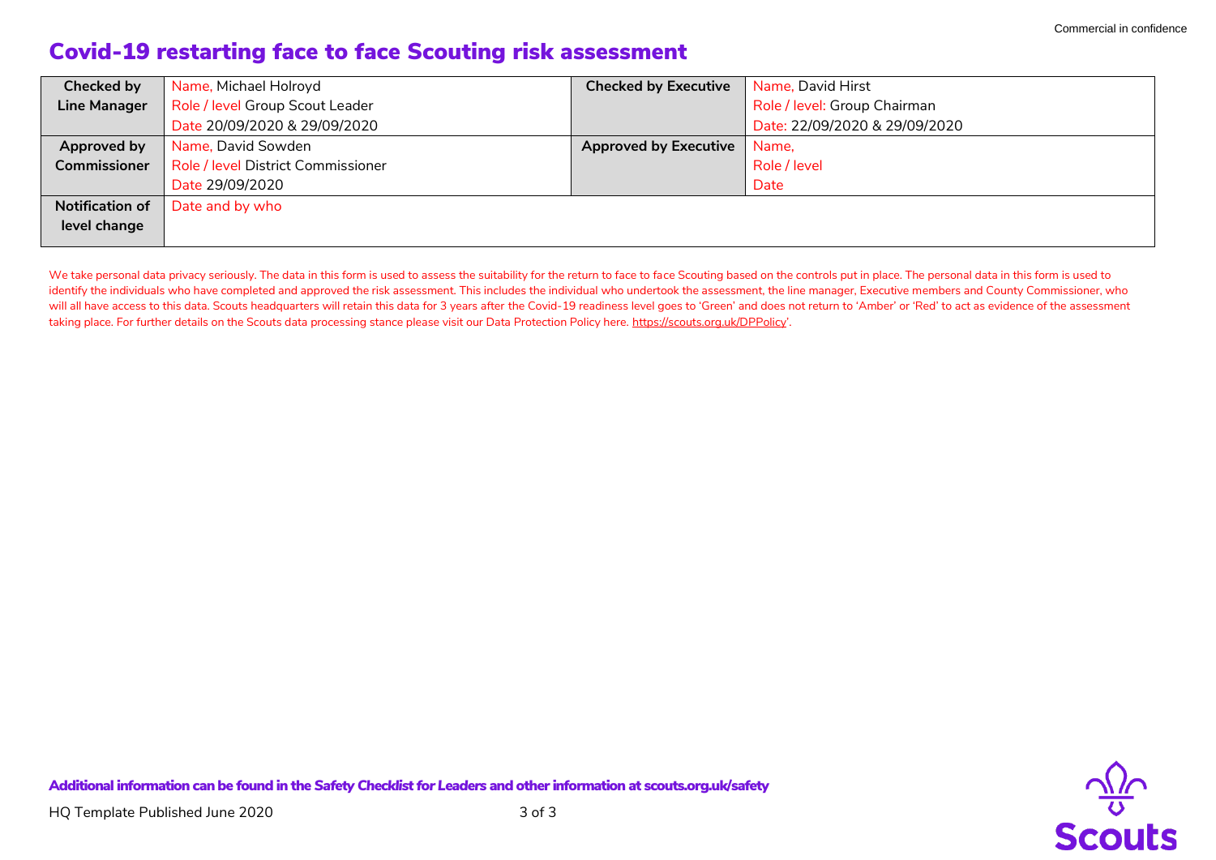Commercial in confidence

# Covid-19 restarting face to face Scouting risk assessment

| | | | |
|---|---|---|---|
| **Checked by Line Manager** | Name, Michael Holroyd<br>Role / level Group Scout Leader<br>Date 20/09/2020 & 29/09/2020 | **Checked by Executive** | Name, David Hirst<br>Role / level: Group Chairman<br>Date: 22/09/2020 & 29/09/2020 |
| **Approved by Commissioner** | Name, David Sowden<br>Role / level District Commissioner<br>Date 29/09/2020 | **Approved by Executive** | Name,<br>Role / level<br>Date |
| **Notification of level change** | Date and by who | | |

We take personal data privacy seriously. The data in this form is used to assess the suitability for the return to face to face Scouting based on the controls put in place. The personal data in this form is used to identify the individuals who have completed and approved the risk assessment. This includes the individual who undertook the assessment, the line manager, Executive members and County Commissioner, who will all have access to this data. Scouts headquarters will retain this data for 3 years after the Covid-19 readiness level goes to 'Green' and does not return to 'Amber' or 'Red' to act as evidence of the assessment taking place. For further details on the Scouts data processing stance please visit our Data Protection Policy here. https://scouts.org.uk/DPPolicy'.

**Additional information can be found in the Safety Checklist for Leaders and other information at scouts.org.uk/safety**

HQ Template Published June 2020